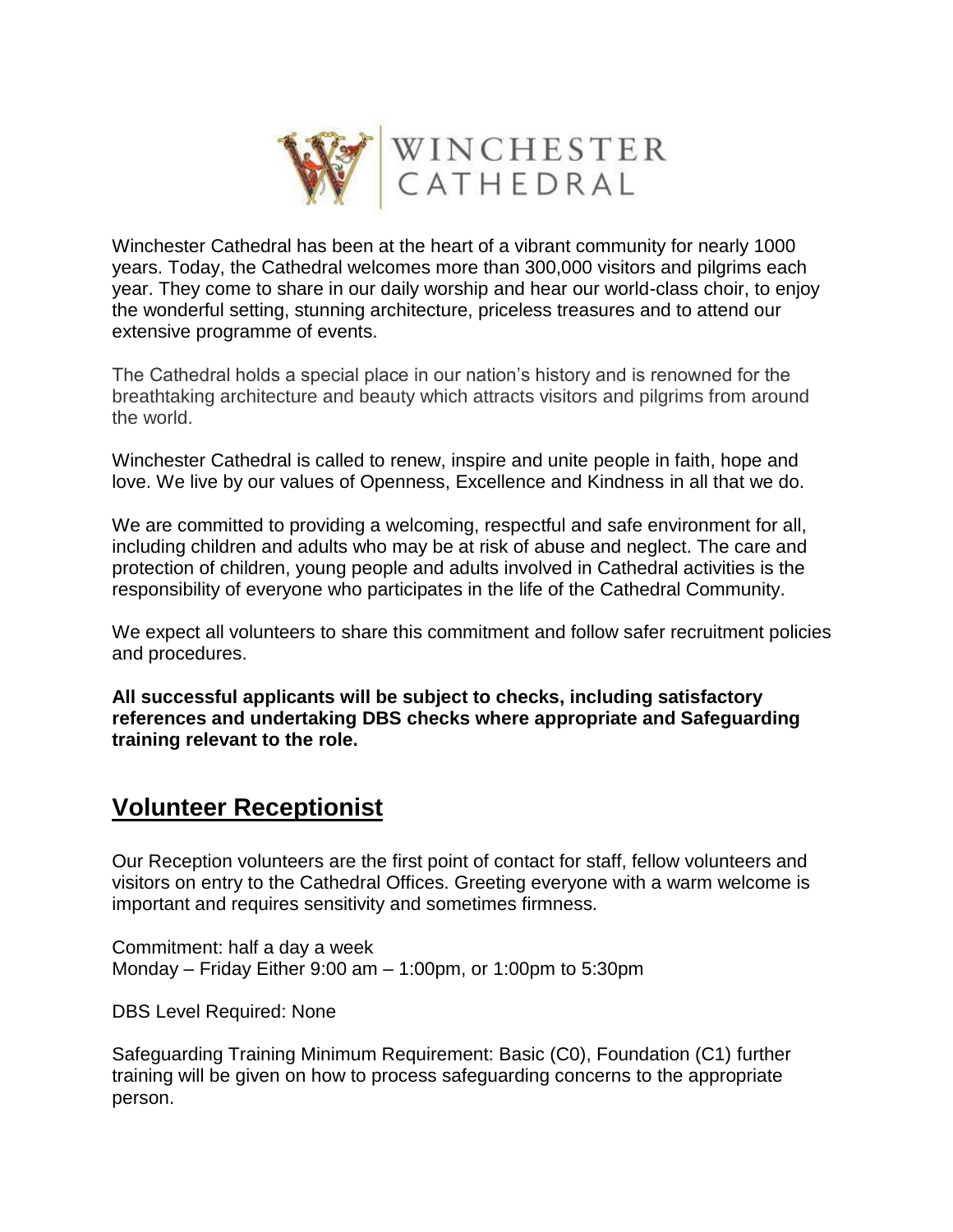WINCHESTER CATHEDRAL

Winchester Cathedral has been at the heart of a vibrant community for nearly 1000 years. Today, the Cathedral welcomes more than 300,000 visitors and pilgrims each year. They come to share in our daily worship and hear our world-class choir, to enjoy the wonderful setting, stunning architecture, priceless treasures and to attend our extensive programme of events.

The Cathedral holds a special place in our nation's history and is renowned for the breathtaking architecture and beauty which attracts visitors and pilgrims from around the world.

Winchester Cathedral is called to renew, inspire and unite people in faith, hope and love. We live by our values of Openness, Excellence and Kindness in all that we do.

We are committed to providing a welcoming, respectful and safe environment for all, including children and adults who may be at risk of abuse and neglect. The care and protection of children, young people and adults involved in Cathedral activities is the responsibility of everyone who participates in the life of the Cathedral Community.

We expect all volunteers to share this commitment and follow safer recruitment policies and procedures.

**All successful applicants will be subject to checks, including satisfactory references and undertaking DBS checks where appropriate and Safeguarding training relevant to the role.**

## Volunteer Receptionist

Our Reception volunteers are the first point of contact for staff, fellow volunteers and visitors on entry to the Cathedral Offices. Greeting everyone with a warm welcome is important and requires sensitivity and sometimes firmness.

Commitment: half a day a week
Monday – Friday Either 9:00 am – 1:00pm, or 1:00pm to 5:30pm

DBS Level Required: None

Safeguarding Training Minimum Requirement: Basic (C0), Foundation (C1) further training will be given on how to process safeguarding concerns to the appropriate person.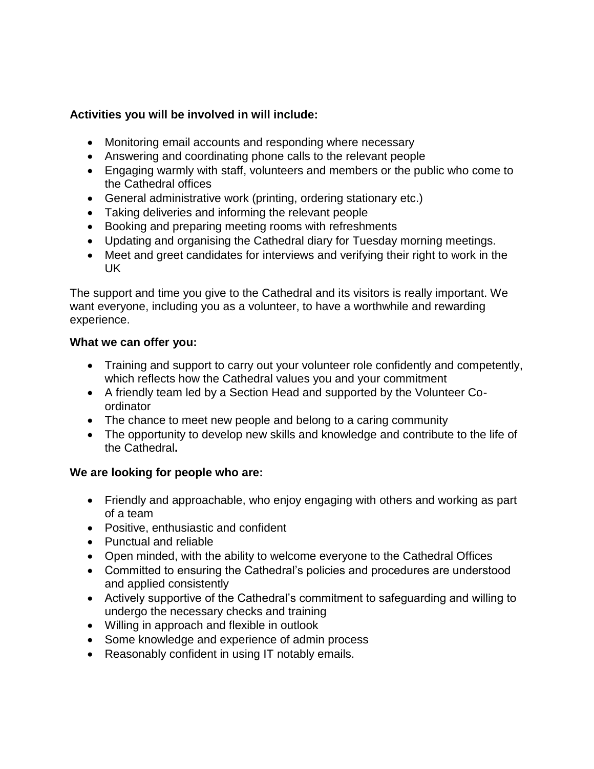**Activities you will be involved in will include:**

- Monitoring email accounts and responding where necessary
- Answering and coordinating phone calls to the relevant people
- Engaging warmly with staff, volunteers and members or the public who come to the Cathedral offices
- General administrative work (printing, ordering stationary etc.)
- Taking deliveries and informing the relevant people
- Booking and preparing meeting rooms with refreshments
- Updating and organising the Cathedral diary for Tuesday morning meetings.
- Meet and greet candidates for interviews and verifying their right to work in the UK

The support and time you give to the Cathedral and its visitors is really important. We want everyone, including you as a volunteer, to have a worthwhile and rewarding experience.

**What we can offer you:**

- Training and support to carry out your volunteer role confidently and competently, which reflects how the Cathedral values you and your commitment
- A friendly team led by a Section Head and supported by the Volunteer Co-ordinator
- The chance to meet new people and belong to a caring community
- The opportunity to develop new skills and knowledge and contribute to the life of the Cathedral**.**

**We are looking for people who are:**

- Friendly and approachable, who enjoy engaging with others and working as part of a team
- Positive, enthusiastic and confident
- Punctual and reliable
- Open minded, with the ability to welcome everyone to the Cathedral Offices
- Committed to ensuring the Cathedral's policies and procedures are understood and applied consistently
- Actively supportive of the Cathedral's commitment to safeguarding and willing to undergo the necessary checks and training
- Willing in approach and flexible in outlook
- Some knowledge and experience of admin process
- Reasonably confident in using IT notably emails.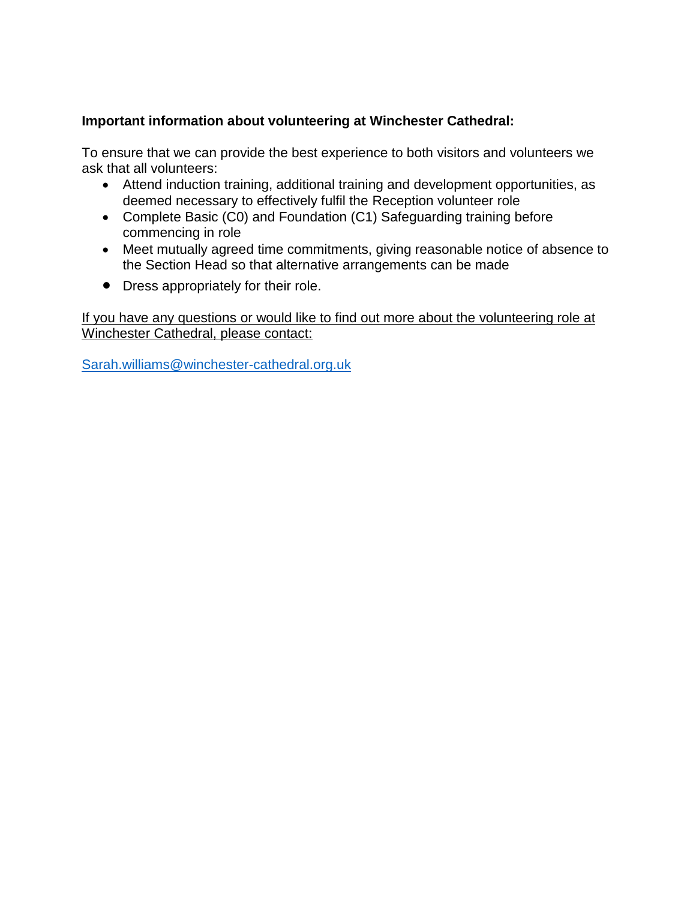**Important information about volunteering at Winchester Cathedral:**

To ensure that we can provide the best experience to both visitors and volunteers we ask that all volunteers:

- Attend induction training, additional training and development opportunities, as deemed necessary to effectively fulfil the Reception volunteer role
- Complete Basic (C0) and Foundation (C1) Safeguarding training before commencing in role
- Meet mutually agreed time commitments, giving reasonable notice of absence to the Section Head so that alternative arrangements can be made
- Dress appropriately for their role.

<u>If you have any questions or would like to find out more about the volunteering role at Winchester Cathedral, please contact:</u>

[Sarah.williams@winchester-cathedral.org.uk](mailto:Sarah.williams@winchester-cathedral.org.uk)